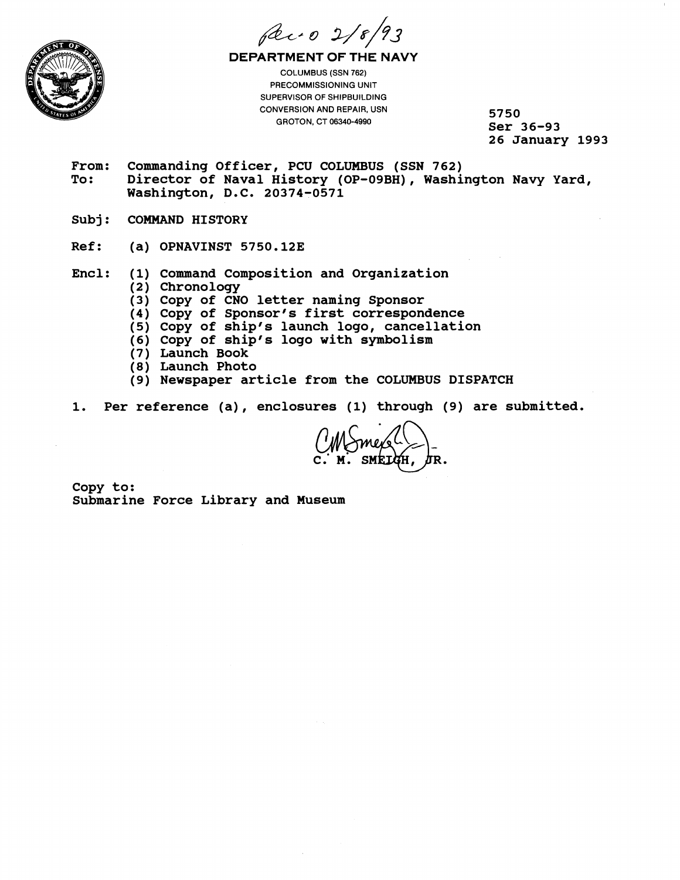Rec'd 2/8/93

**DEPARTMENT OF THE NAVY**

COLUMBUS (SSN 762)
PRECOMMISSIONING UNIT
SUPERVISOR OF SHIPBUILDING
CONVERSION AND REPAIR, USN
GROTON, CT 06340-4990

5750
Ser 36-93
26 January 1993

From: Commanding Officer, PCU COLUMBUS (SSN 762)
To: Director of Naval History (OP-09BH), Washington Navy Yard, Washington, D.C. 20374-0571

Subj: COMMAND HISTORY

Ref: (a) OPNAVINST 5750.12E

Encl: (1) Command Composition and Organization
(2) Chronology
(3) Copy of CNO letter naming Sponsor
(4) Copy of Sponsor's first correspondence
(5) Copy of ship's launch logo, cancellation
(6) Copy of ship's logo with symbolism
(7) Launch Book
(8) Launch Photo
(9) Newspaper article from the COLUMBUS DISPATCH

1. Per reference (a), enclosures (1) through (9) are submitted.

C. M. SMEIGH, JR.

Copy to:
Submarine Force Library and Museum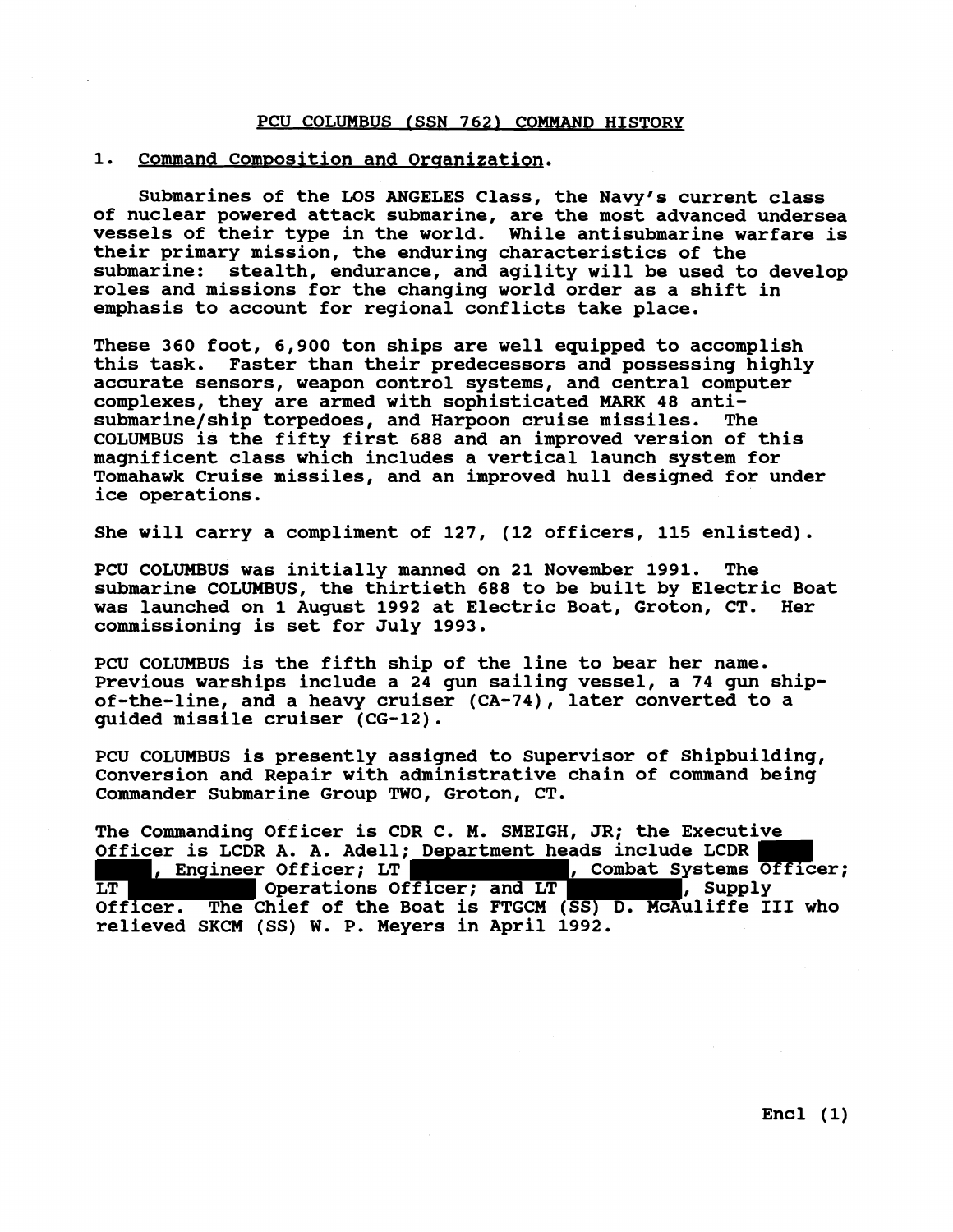# PCU COLUMBUS (SSN 762) COMMAND HISTORY

## 1. Command Composition and Organization.

Submarines of the LOS ANGELES Class, the Navy's current class of nuclear powered attack submarine, are the most advanced undersea vessels of their type in the world. While antisubmarine warfare is their primary mission, the enduring characteristics of the submarine: stealth, endurance, and agility will be used to develop roles and missions for the changing world order as a shift in emphasis to account for regional conflicts take place.

These 360 foot, 6,900 ton ships are well equipped to accomplish this task. Faster than their predecessors and possessing highly accurate sensors, weapon control systems, and central computer complexes, they are armed with sophisticated MARK 48 anti-submarine/ship torpedoes, and Harpoon cruise missiles. The COLUMBUS is the fifty first 688 and an improved version of this magnificent class which includes a vertical launch system for Tomahawk Cruise missiles, and an improved hull designed for under ice operations.

She will carry a compliment of 127, (12 officers, 115 enlisted).

PCU COLUMBUS was initially manned on 21 November 1991. The submarine COLUMBUS, the thirtieth 688 to be built by Electric Boat was launched on 1 August 1992 at Electric Boat, Groton, CT. Her commissioning is set for July 1993.

PCU COLUMBUS is the fifth ship of the line to bear her name. Previous warships include a 24 gun sailing vessel, a 74 gun ship-of-the-line, and a heavy cruiser (CA-74), later converted to a guided missile cruiser (CG-12).

PCU COLUMBUS is presently assigned to Supervisor of Shipbuilding, Conversion and Repair with administrative chain of command being Commander Submarine Group TWO, Groton, CT.

The Commanding Officer is CDR C. M. SMEIGH, JR; the Executive Officer is LCDR A. A. Adell; Department heads include LCDR ████, Engineer Officer; LT ████, Combat Systems Officer; LT ████ Operations Officer; and LT ████, Supply Officer. The Chief of the Boat is FTGCM (SS) D. McAuliffe III who relieved SKCM (SS) W. P. Meyers in April 1992.

Encl (1)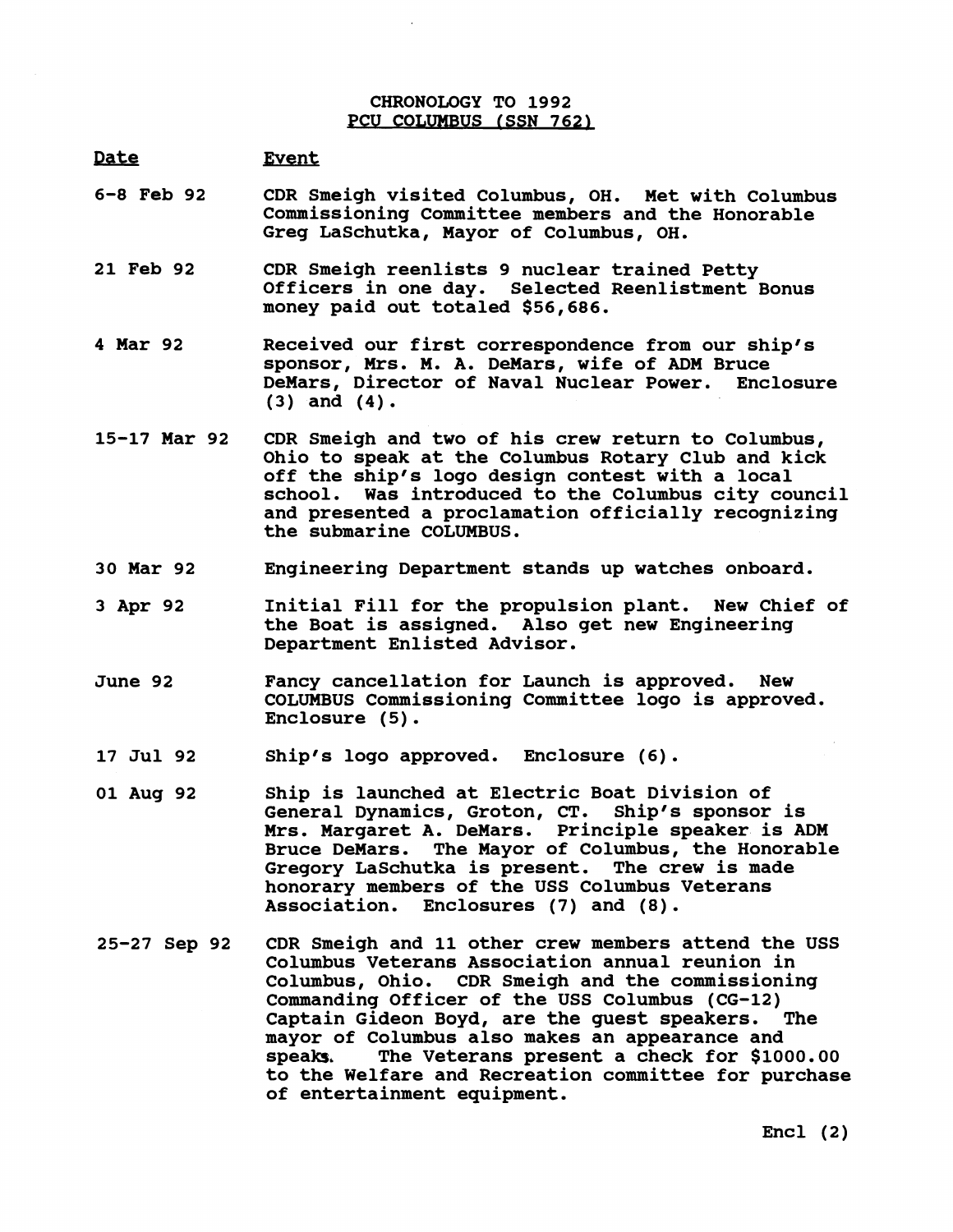# CHRONOLOGY TO 1992

## PCU COLUMBUS (SSN 762)

| Date | Event |
| --- | --- |
| 6-8 Feb 92 | CDR Smeigh visited Columbus, OH. Met with Columbus Commissioning Committee members and the Honorable Greg LaSchutka, Mayor of Columbus, OH. |
| 21 Feb 92 | CDR Smeigh reenlists 9 nuclear trained Petty Officers in one day. Selected Reenlistment Bonus money paid out totaled $56,686. |
| 4 Mar 92 | Received our first correspondence from our ship's sponsor, Mrs. M. A. DeMars, wife of ADM Bruce DeMars, Director of Naval Nuclear Power. Enclosure (3) and (4). |
| 15-17 Mar 92 | CDR Smeigh and two of his crew return to Columbus, Ohio to speak at the Columbus Rotary Club and kick off the ship's logo design contest with a local school. Was introduced to the Columbus city council and presented a proclamation officially recognizing the submarine COLUMBUS. |
| 30 Mar 92 | Engineering Department stands up watches onboard. |
| 3 Apr 92 | Initial Fill for the propulsion plant. New Chief of the Boat is assigned. Also get new Engineering Department Enlisted Advisor. |
| June 92 | Fancy cancellation for Launch is approved. New COLUMBUS Commissioning Committee logo is approved. Enclosure (5). |
| 17 Jul 92 | Ship's logo approved. Enclosure (6). |
| 01 Aug 92 | Ship is launched at Electric Boat Division of General Dynamics, Groton, CT. Ship's sponsor is Mrs. Margaret A. DeMars. Principle speaker is ADM Bruce DeMars. The Mayor of Columbus, the Honorable Gregory LaSchutka is present. The crew is made honorary members of the USS Columbus Veterans Association. Enclosures (7) and (8). |
| 25-27 Sep 92 | CDR Smeigh and 11 other crew members attend the USS Columbus Veterans Association annual reunion in Columbus, Ohio. CDR Smeigh and the commissioning Commanding Officer of the USS Columbus (CG-12) Captain Gideon Boyd, are the guest speakers. The mayor of Columbus also makes an appearance and speaks. The Veterans present a check for $1000.00 to the Welfare and Recreation committee for purchase of entertainment equipment. |

Encl (2)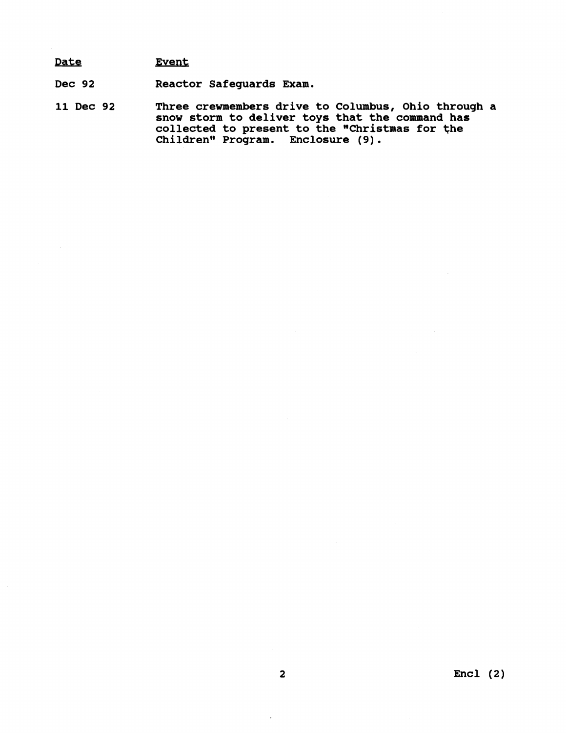| Date | Event |
|---|---|
| Dec 92 | Reactor Safeguards Exam. |
| 11 Dec 92 | Three crewmembers drive to Columbus, Ohio through a snow storm to deliver toys that the command has collected to present to the "Christmas for the Children" Program. Enclosure (9). |

Encl (2)